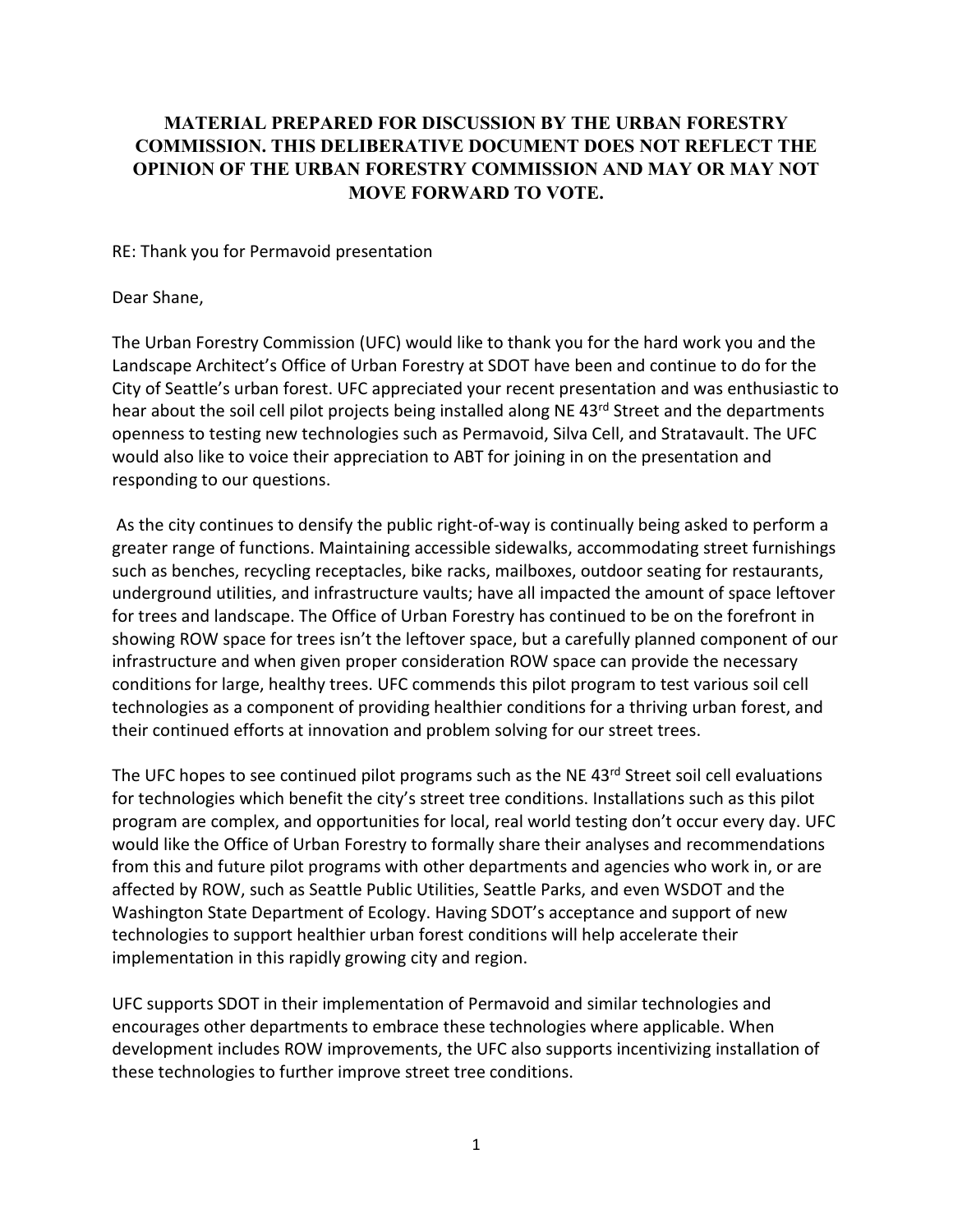**MATERIAL PREPARED FOR DISCUSSION BY THE URBAN FORESTRY COMMISSION. THIS DELIBERATIVE DOCUMENT DOES NOT REFLECT THE OPINION OF THE URBAN FORESTRY COMMISSION AND MAY OR MAY NOT MOVE FORWARD TO VOTE.**

RE: Thank you for Permavoid presentation

Dear Shane,

The Urban Forestry Commission (UFC) would like to thank you for the hard work you and the Landscape Architect's Office of Urban Forestry at SDOT have been and continue to do for the City of Seattle's urban forest. UFC appreciated your recent presentation and was enthusiastic to hear about the soil cell pilot projects being installed along NE 43rd Street and the departments openness to testing new technologies such as Permavoid, Silva Cell, and Stratavault. The UFC would also like to voice their appreciation to ABT for joining in on the presentation and responding to our questions.

As the city continues to densify the public right-of-way is continually being asked to perform a greater range of functions. Maintaining accessible sidewalks, accommodating street furnishings such as benches, recycling receptacles, bike racks, mailboxes, outdoor seating for restaurants, underground utilities, and infrastructure vaults; have all impacted the amount of space leftover for trees and landscape. The Office of Urban Forestry has continued to be on the forefront in showing ROW space for trees isn't the leftover space, but a carefully planned component of our infrastructure and when given proper consideration ROW space can provide the necessary conditions for large, healthy trees. UFC commends this pilot program to test various soil cell technologies as a component of providing healthier conditions for a thriving urban forest, and their continued efforts at innovation and problem solving for our street trees.

The UFC hopes to see continued pilot programs such as the NE 43rd Street soil cell evaluations for technologies which benefit the city's street tree conditions. Installations such as this pilot program are complex, and opportunities for local, real world testing don't occur every day. UFC would like the Office of Urban Forestry to formally share their analyses and recommendations from this and future pilot programs with other departments and agencies who work in, or are affected by ROW, such as Seattle Public Utilities, Seattle Parks, and even WSDOT and the Washington State Department of Ecology. Having SDOT's acceptance and support of new technologies to support healthier urban forest conditions will help accelerate their implementation in this rapidly growing city and region.

UFC supports SDOT in their implementation of Permavoid and similar technologies and encourages other departments to embrace these technologies where applicable. When development includes ROW improvements, the UFC also supports incentivizing installation of these technologies to further improve street tree conditions.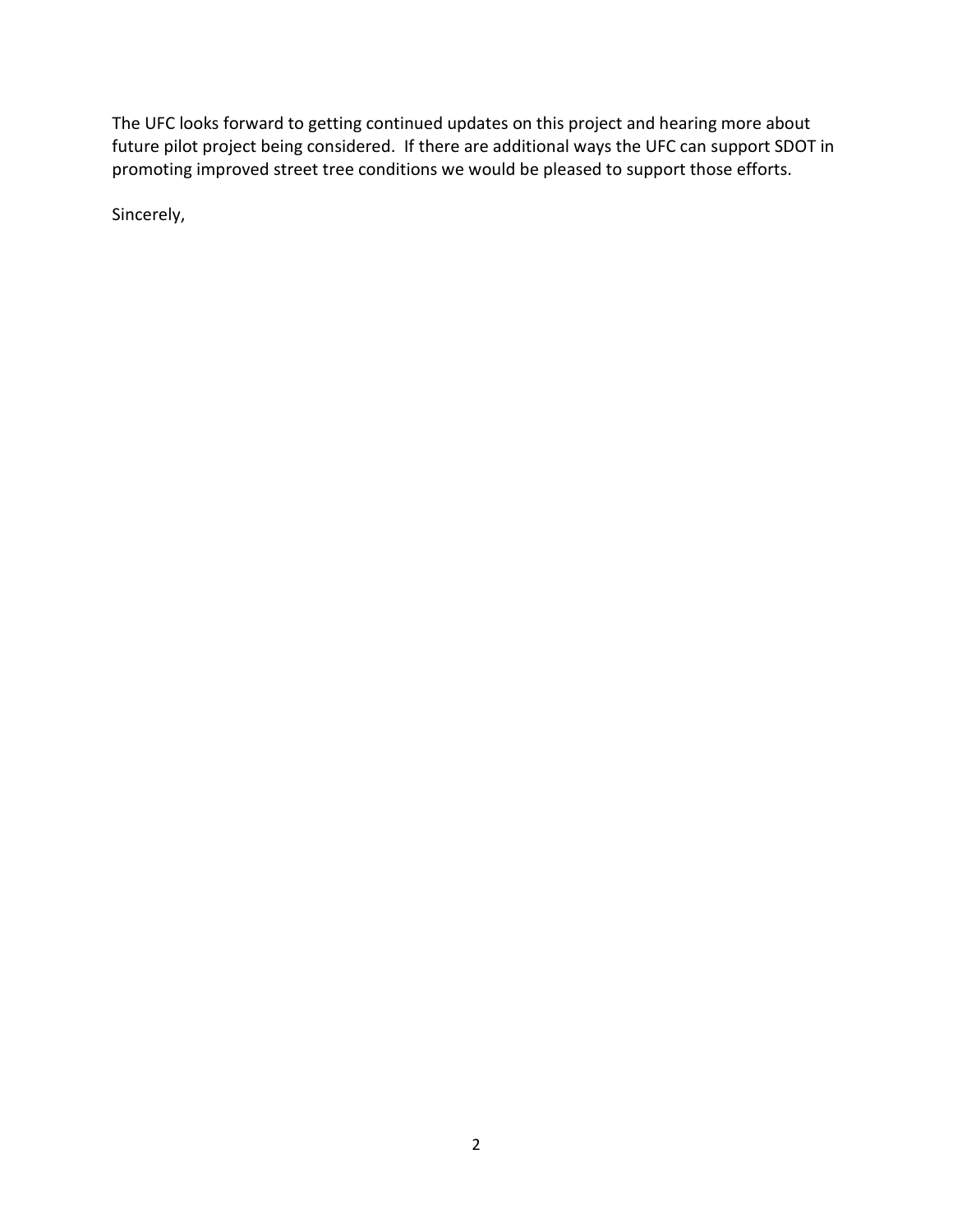The UFC looks forward to getting continued updates on this project and hearing more about future pilot project being considered. If there are additional ways the UFC can support SDOT in promoting improved street tree conditions we would be pleased to support those efforts.

Sincerely,